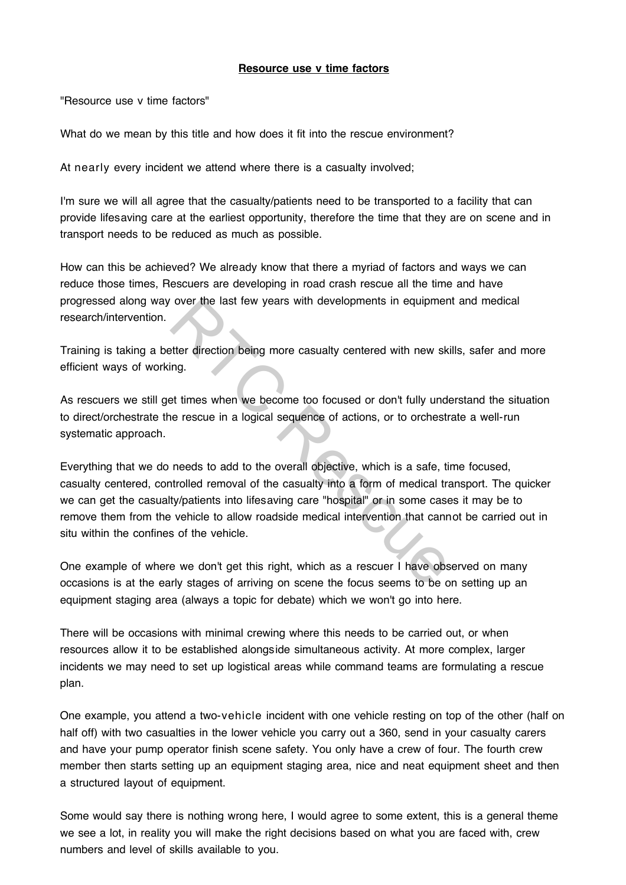**Resource use v time factors**

"Resource use v time factors"

What do we mean by this title and how does it fit into the rescue environment?

At nearly every incident we attend where there is a casualty involved;

I'm sure we will all agree that the casualty/patients need to be transported to a facility that can provide lifesaving care at the earliest opportunity, therefore the time that they are on scene and in transport needs to be reduced as much as possible.

How can this be achieved? We already know that there a myriad of factors and ways we can reduce those times, Rescuers are developing in road crash rescue all the time and have progressed along way over the last few years with developments in equipment and medical research/intervention.

Training is taking a better direction being more casualty centered with new skills, safer and more efficient ways of working.

As rescuers we still get times when we become too focused or don't fully understand the situation to direct/orchestrate the rescue in a logical sequence of actions, or to orchestrate a well-run systematic approach.

Everything that we do needs to add to the overall objective, which is a safe, time focused, casualty centered, controlled removal of the casualty into a form of medical transport. The quicker we can get the casualty/patients into lifesaving care "hospital" or in some cases it may be to remove them from the vehicle to allow roadside medical intervention that cannot be carried out in situ within the confines of the vehicle.

One example of where we don't get this right, which as a rescuer I have observed on many occasions is at the early stages of arriving on scene the focus seems to be on setting up an equipment staging area (always a topic for debate) which we won't go into here.

There will be occasions with minimal crewing where this needs to be carried out, or when resources allow it to be established alongside simultaneous activity. At more complex, larger incidents we may need to set up logistical areas while command teams are formulating a rescue plan.

One example, you attend a two-vehicle incident with one vehicle resting on top of the other (half on half off) with two casualties in the lower vehicle you carry out a 360, send in your casualty carers and have your pump operator finish scene safety. You only have a crew of four. The fourth crew member then starts setting up an equipment staging area, nice and neat equipment sheet and then a structured layout of equipment.

Some would say there is nothing wrong here, I would agree to some extent, this is a general theme we see a lot, in reality you will make the right decisions based on what you are faced with, crew numbers and level of skills available to you.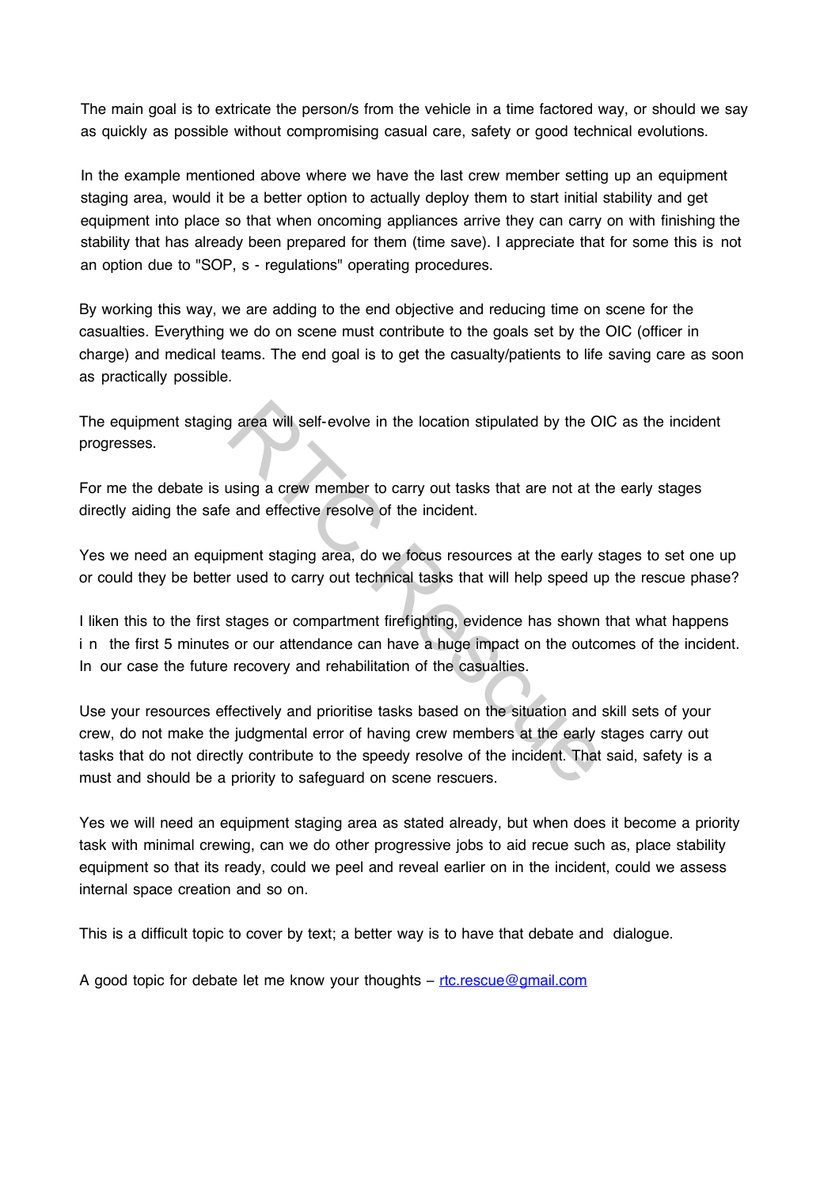The main goal is to extricate the person/s from the vehicle in a time factored way, or should we say as quickly as possible without compromising casual care, safety or good technical evolutions.

In the example mentioned above where we have the last crew member setting up an equipment staging area, would it be a better option to actually deploy them to start initial stability and get equipment into place so that when oncoming appliances arrive they can carry on with finishing the stability that has already been prepared for them (time save). I appreciate that for some this is not an option due to "SOP, s - regulations" operating procedures.

By working this way, we are adding to the end objective and reducing time on scene for the casualties. Everything we do on scene must contribute to the goals set by the OIC (officer in charge) and medical teams. The end goal is to get the casualty/patients to life saving care as soon as practically possible.

The equipment staging area will self-evolve in the location stipulated by the OIC as the incident progresses.

For me the debate is using a crew member to carry out tasks that are not at the early stages directly aiding the safe and effective resolve of the incident.

Yes we need an equipment staging area, do we focus resources at the early stages to set one up or could they be better used to carry out technical tasks that will help speed up the rescue phase?

I liken this to the first stages or compartment firefighting, evidence has shown that what happens i n the first 5 minutes or our attendance can have a huge impact on the outcomes of the incident. In our case the future recovery and rehabilitation of the casualties.

Use your resources effectively and prioritise tasks based on the situation and skill sets of your crew, do not make the judgmental error of having crew members at the early stages carry out tasks that do not directly contribute to the speedy resolve of the incident. That said, safety is a must and should be a priority to safeguard on scene rescuers.

Yes we will need an equipment staging area as stated already, but when does it become a priority task with minimal crewing, can we do other progressive jobs to aid recue such as, place stability equipment so that its ready, could we peel and reveal earlier on in the incident, could we assess internal space creation and so on.

This is a difficult topic to cover by text; a better way is to have that debate and dialogue.

A good topic for debate let me know your thoughts – [rtc.rescue@gmail.com](mailto:rtc.rescue@gmail.com)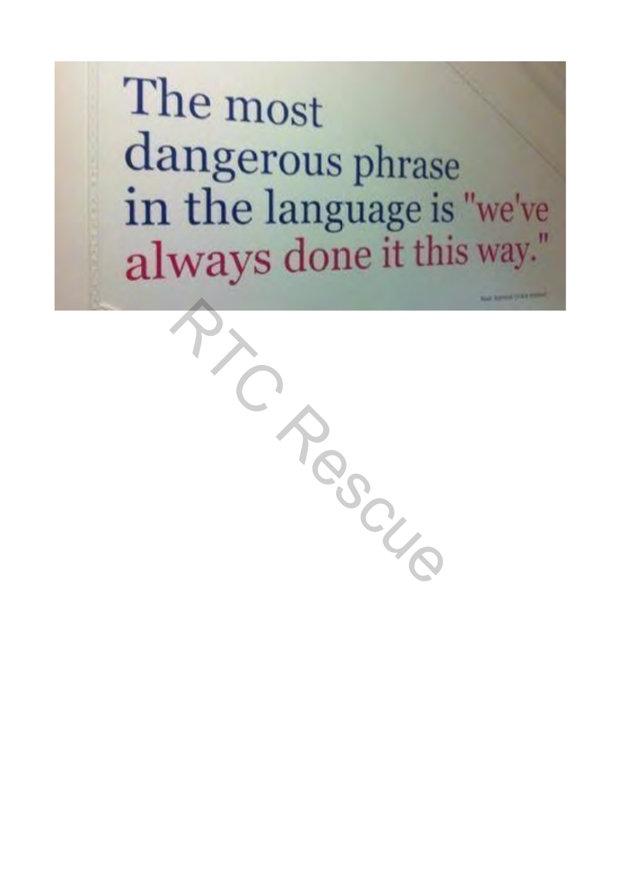The most dangerous phrase in the language is "we've always done it this way."